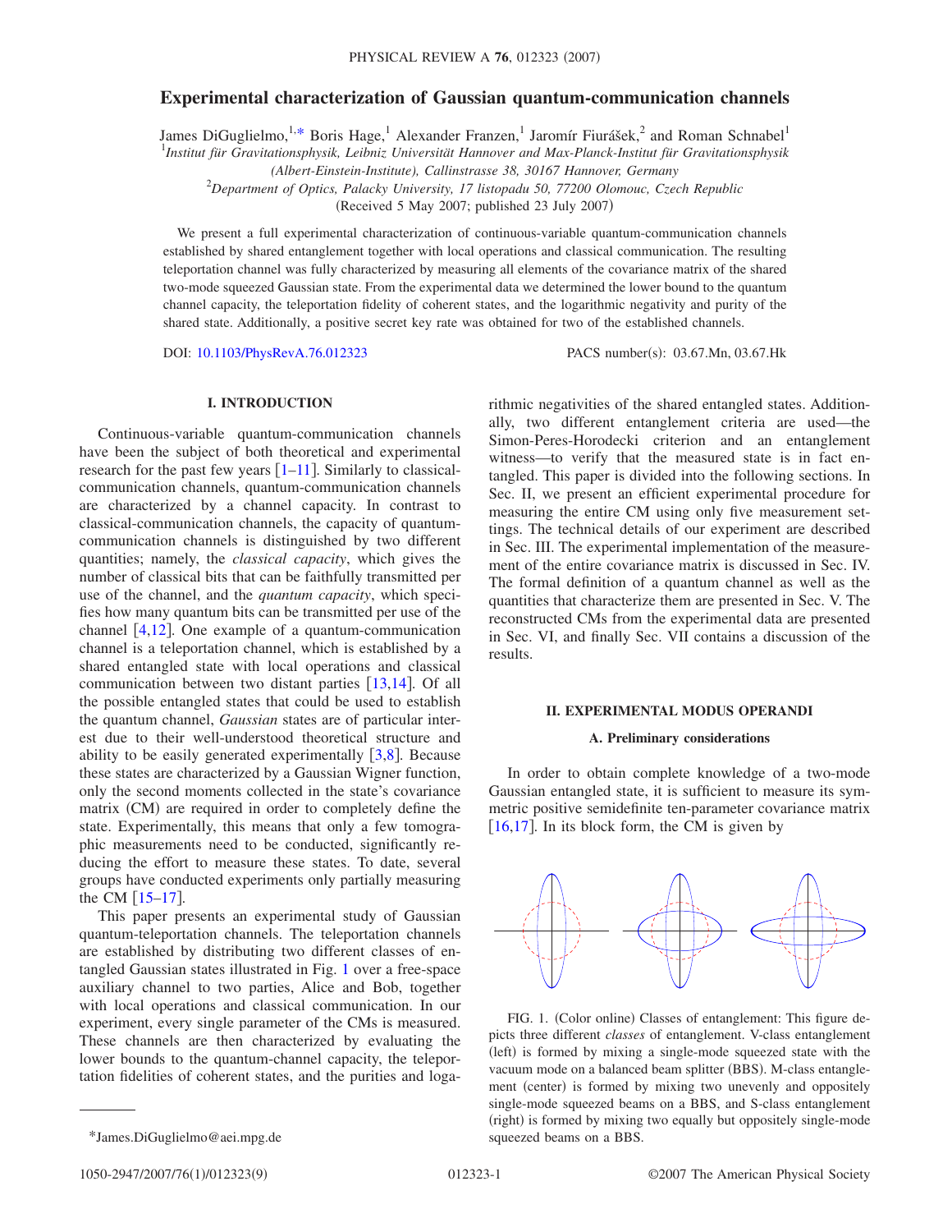# Experimental characterization of Gaussian quantum-communication channels

James DiGuglielmo,[1,*] Boris Hage,[1] Alexander Franzen,[1] Jaromír Fiurášek,[2] and Roman Schnabel[1]

[1]*Institut für Gravitationsphysik, Leibniz Universität Hannover and Max-Planck-Institut für Gravitationsphysik (Albert-Einstein-Institute), Callinstrasse 38, 30167 Hannover, Germany*

[2]*Department of Optics, Palacky University, 17 listopadu 50, 77200 Olomouc, Czech Republic*

(Received 5 May 2007; published 23 July 2007)

We present a full experimental characterization of continuous-variable quantum-communication channels established by shared entanglement together with local operations and classical communication. The resulting teleportation channel was fully characterized by measuring all elements of the covariance matrix of the shared two-mode squeezed Gaussian state. From the experimental data we determined the lower bound to the quantum channel capacity, the teleportation fidelity of coherent states, and the logarithmic negativity and purity of the shared state. Additionally, a positive secret key rate was obtained for two of the established channels.

DOI: 10.1103/PhysRevA.76.012323 PACS number(s): 03.67.Mn, 03.67.Hk

## I. INTRODUCTION

Continuous-variable quantum-communication channels have been the subject of both theoretical and experimental research for the past few years [1–11]. Similarly to classical-communication channels, quantum-communication channels are characterized by a channel capacity. In contrast to classical-communication channels, the capacity of quantum-communication channels is distinguished by two different quantities; namely, the *classical capacity*, which gives the number of classical bits that can be faithfully transmitted per use of the channel, and the *quantum capacity*, which specifies how many quantum bits can be transmitted per use of the channel [4,12]. One example of a quantum-communication channel is a teleportation channel, which is established by a shared entangled state with local operations and classical communication between two distant parties [13,14]. Of all the possible entangled states that could be used to establish the quantum channel, *Gaussian* states are of particular interest due to their well-understood theoretical structure and ability to be easily generated experimentally [3,8]. Because these states are characterized by a Gaussian Wigner function, only the second moments collected in the state's covariance matrix (CM) are required in order to completely define the state. Experimentally, this means that only a few tomographic measurements need to be conducted, significantly reducing the effort to measure these states. To date, several groups have conducted experiments only partially measuring the CM [15–17].

This paper presents an experimental study of Gaussian quantum-teleportation channels. The teleportation channels are established by distributing two different classes of entangled Gaussian states illustrated in Fig. 1 over a free-space auxiliary channel to two parties, Alice and Bob, together with local operations and classical communication. In our experiment, every single parameter of the CMs is measured. These channels are then characterized by evaluating the lower bounds to the quantum-channel capacity, the teleportation fidelities of coherent states, and the purities and logarithmic negativities of the shared entangled states. Additionally, two different entanglement criteria are used—the Simon-Peres-Horodecki criterion and an entanglement witness—to verify that the measured state is in fact entangled. This paper is divided into the following sections. In Sec. II, we present an efficient experimental procedure for measuring the entire CM using only five measurement settings. The technical details of our experiment are described in Sec. III. The experimental implementation of the measurement of the entire covariance matrix is discussed in Sec. IV. The formal definition of a quantum channel as well as the quantities that characterize them are presented in Sec. V. The reconstructed CMs from the experimental data are presented in Sec. VI, and finally Sec. VII contains a discussion of the results.

## II. EXPERIMENTAL MODUS OPERANDI

### A. Preliminary considerations

In order to obtain complete knowledge of a two-mode Gaussian entangled state, it is sufficient to measure its symmetric positive semidefinite ten-parameter covariance matrix [16,17]. In its block form, the CM is given by

FIG. 1. (Color online) Classes of entanglement: This figure depicts three different *classes* of entanglement. V-class entanglement (left) is formed by mixing a single-mode squeezed state with the vacuum mode on a balanced beam splitter (BBS). M-class entanglement (center) is formed by mixing two unevenly and oppositely single-mode squeezed beams on a BBS, and S-class entanglement (right) is formed by mixing two equally but oppositely single-mode squeezed beams on a BBS.

*James.DiGuglielmo@aei.mpg.de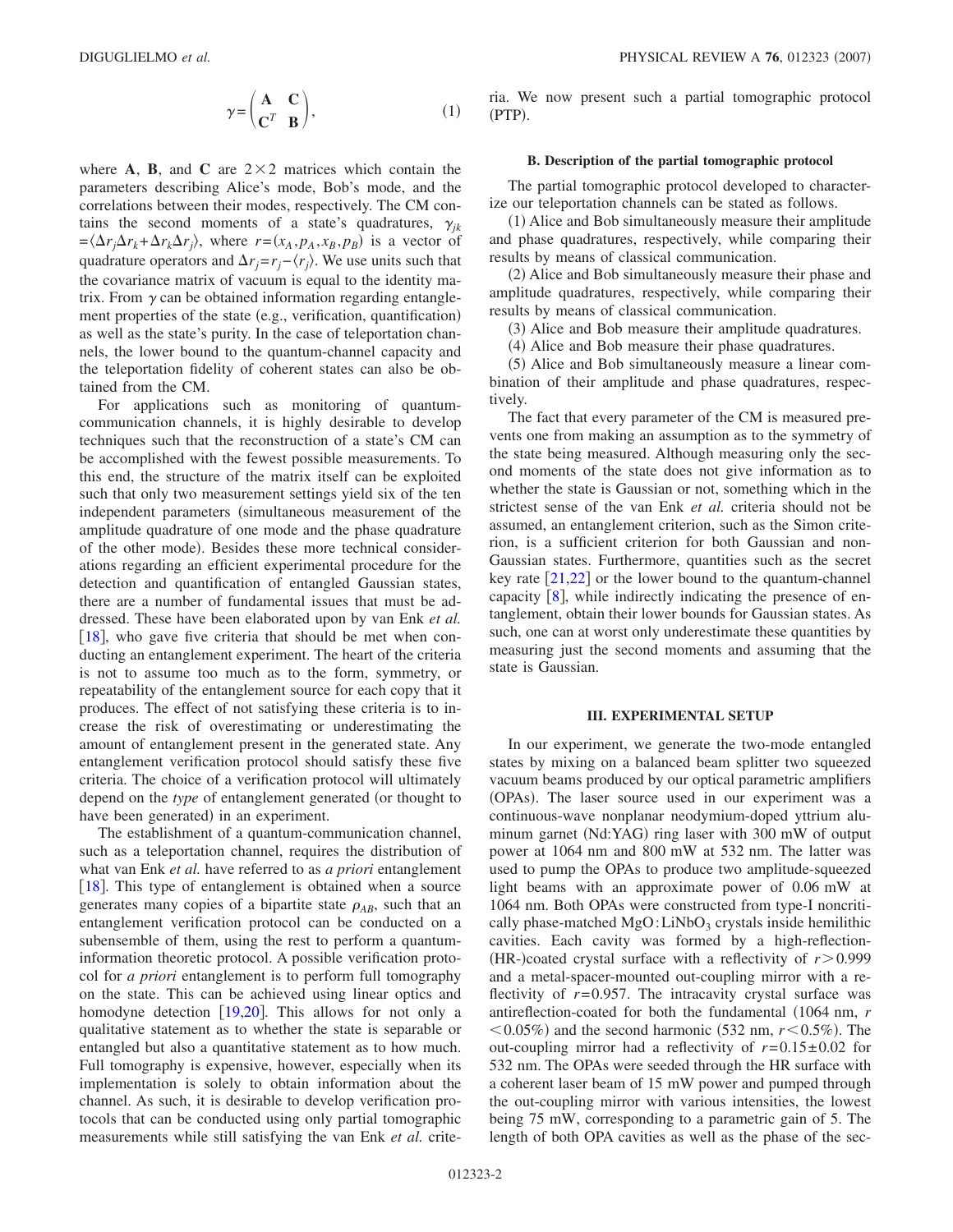$$\gamma = \begin{pmatrix} \mathbf{A} & \mathbf{C} \\ \mathbf{C}^T & \mathbf{B} \end{pmatrix}, \tag{1}$$

where $\mathbf{A}$, $\mathbf{B}$, and $\mathbf{C}$ are $2\times 2$ matrices which contain the parameters describing Alice's mode, Bob's mode, and the correlations between their modes, respectively. The CM contains the second moments of a state's quadratures, $\gamma_{jk} = \langle \Delta r_j \Delta r_k + \Delta r_k \Delta r_j \rangle$, where $r=(x_A, p_A, x_B, p_B)$ is a vector of quadrature operators and $\Delta r_j = r_j - \langle r_j \rangle$. We use units such that the covariance matrix of vacuum is equal to the identity matrix. From $\gamma$ can be obtained information regarding entanglement properties of the state (e.g., verification, quantification) as well as the state's purity. In the case of teleportation channels, the lower bound to the quantum-channel capacity and the teleportation fidelity of coherent states can also be obtained from the CM.

For applications such as monitoring of quantum-communication channels, it is highly desirable to develop techniques such that the reconstruction of a state's CM can be accomplished with the fewest possible measurements. To this end, the structure of the matrix itself can be exploited such that only two measurement settings yield six of the ten independent parameters (simultaneous measurement of the amplitude quadrature of one mode and the phase quadrature of the other mode). Besides these more technical considerations regarding an efficient experimental procedure for the detection and quantification of entangled Gaussian states, there are a number of fundamental issues that must be addressed. These have been elaborated upon by van Enk *et al.* [18], who gave five criteria that should be met when conducting an entanglement experiment. The heart of the criteria is not to assume too much as to the form, symmetry, or repeatability of the entanglement source for each copy that it produces. The effect of not satisfying these criteria is to increase the risk of overestimating or underestimating the amount of entanglement present in the generated state. Any entanglement verification protocol should satisfy these five criteria. The choice of a verification protocol will ultimately depend on the *type* of entanglement generated (or thought to have been generated) in an experiment.

The establishment of a quantum-communication channel, such as a teleportation channel, requires the distribution of what van Enk *et al.* have referred to as *a priori* entanglement [18]. This type of entanglement is obtained when a source generates many copies of a bipartite state $\rho_{AB}$, such that an entanglement verification protocol can be conducted on a subensemble of them, using the rest to perform a quantum-information theoretic protocol. A possible verification protocol for *a priori* entanglement is to perform full tomography on the state. This can be achieved using linear optics and homodyne detection [19,20]. This allows for not only a qualitative statement as to whether the state is separable or entangled but also a quantitative statement as to how much. Full tomography is expensive, however, especially when its implementation is solely to obtain information about the channel. As such, it is desirable to develop verification protocols that can be conducted using only partial tomographic measurements while still satisfying the van Enk *et al.* criteria. We now present such a partial tomographic protocol (PTP).

### B. Description of the partial tomographic protocol

The partial tomographic protocol developed to characterize our teleportation channels can be stated as follows.

(1) Alice and Bob simultaneously measure their amplitude and phase quadratures, respectively, while comparing their results by means of classical communication.

(2) Alice and Bob simultaneously measure their phase and amplitude quadratures, respectively, while comparing their results by means of classical communication.

(3) Alice and Bob measure their amplitude quadratures.

(4) Alice and Bob measure their phase quadratures.

(5) Alice and Bob simultaneously measure a linear combination of their amplitude and phase quadratures, respectively.

The fact that every parameter of the CM is measured prevents one from making an assumption as to the symmetry of the state being measured. Although measuring only the second moments of the state does not give information as to whether the state is Gaussian or not, something which in the strictest sense of the van Enk *et al.* criteria should not be assumed, an entanglement criterion, such as the Simon criterion, is a sufficient criterion for both Gaussian and non-Gaussian states. Furthermore, quantities such as the secret key rate [21,22] or the lower bound to the quantum-channel capacity [8], while indirectly indicating the presence of entanglement, obtain their lower bounds for Gaussian states. As such, one can at worst only underestimate these quantities by measuring just the second moments and assuming that the state is Gaussian.

## III. EXPERIMENTAL SETUP

In our experiment, we generate the two-mode entangled states by mixing on a balanced beam splitter two squeezed vacuum beams produced by our optical parametric amplifiers (OPAs). The laser source used in our experiment was a continuous-wave nonplanar neodymium-doped yttrium aluminum garnet (Nd:YAG) ring laser with 300 mW of output power at 1064 nm and 800 mW at 532 nm. The latter was used to pump the OPAs to produce two amplitude-squeezed light beams with an approximate power of 0.06 mW at 1064 nm. Both OPAs were constructed from type-I noncritically phase-matched $MgO:LiNbO_3$ crystals inside hemilithic cavities. Each cavity was formed by a high-reflection-(HR-)coated crystal surface with a reflectivity of $r>0.999$ and a metal-spacer-mounted out-coupling mirror with a reflectivity of $r=0.957$. The intracavity crystal surface was antireflection-coated for both the fundamental (1064 nm, $r<0.05\%$) and the second harmonic (532 nm, $r<0.5\%$). The out-coupling mirror had a reflectivity of $r=0.15\pm 0.02$ for 532 nm. The OPAs were seeded through the HR surface with a coherent laser beam of 15 mW power and pumped through the out-coupling mirror with various intensities, the lowest being 75 mW, corresponding to a parametric gain of 5. The length of both OPA cavities as well as the phase of the sec-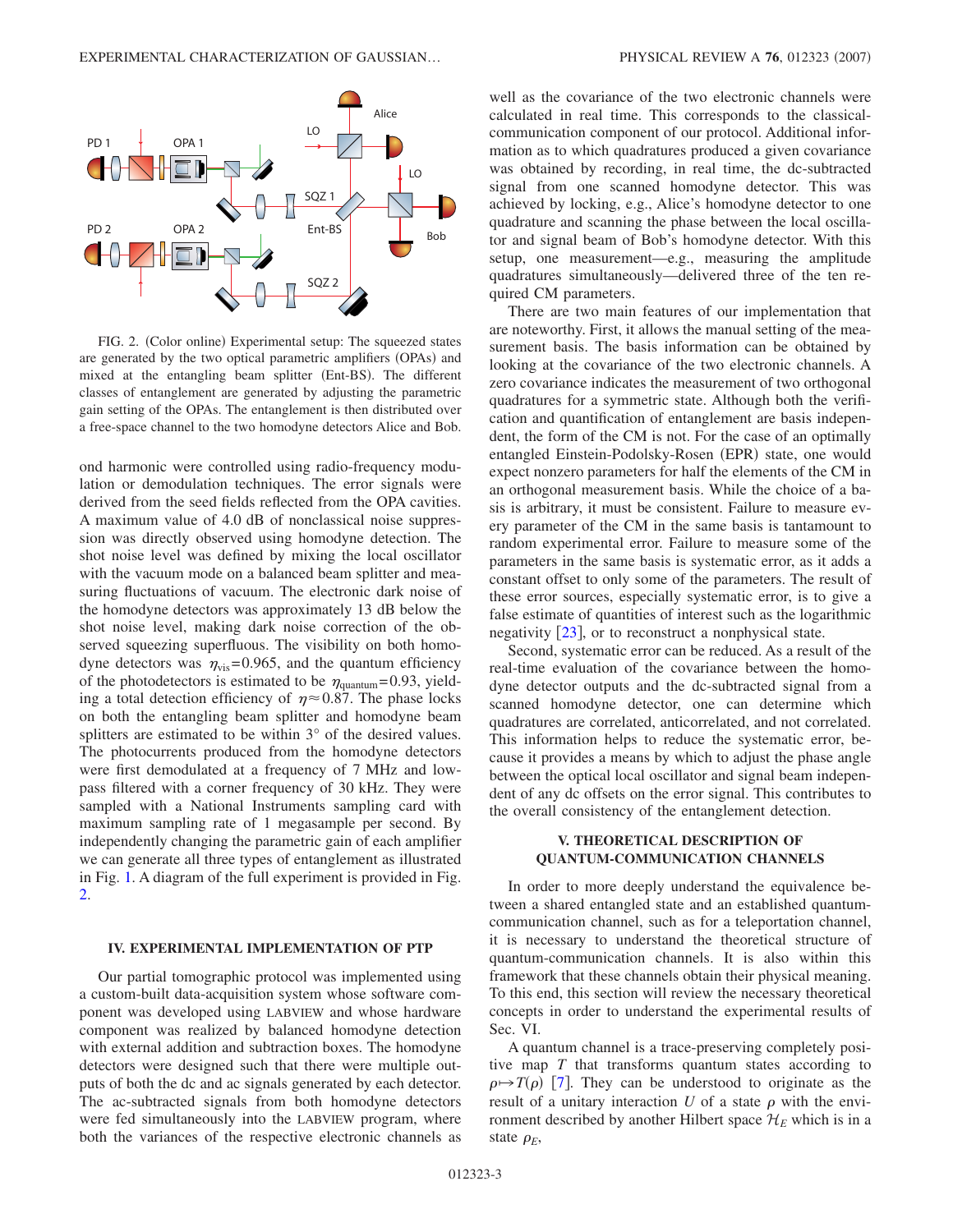FIG. 2. (Color online) Experimental setup: The squeezed states are generated by the two optical parametric amplifiers (OPAs) and mixed at the entangling beam splitter (Ent-BS). The different classes of entanglement are generated by adjusting the parametric gain setting of the OPAs. The entanglement is then distributed over a free-space channel to the two homodyne detectors Alice and Bob.

ond harmonic were controlled using radio-frequency modulation or demodulation techniques. The error signals were derived from the seed fields reflected from the OPA cavities. A maximum value of 4.0 dB of nonclassical noise suppression was directly observed using homodyne detection. The shot noise level was defined by mixing the local oscillator with the vacuum mode on a balanced beam splitter and measuring fluctuations of vacuum. The electronic dark noise of the homodyne detectors was approximately 13 dB below the shot noise level, making dark noise correction of the observed squeezing superfluous. The visibility on both homodyne detectors was $\eta_{\text{vis}}=0.965$, and the quantum efficiency of the photodetectors is estimated to be $\eta_{\text{quantum}}=0.93$, yielding a total detection efficiency of $\eta \approx 0.87$. The phase locks on both the entangling beam splitter and homodyne beam splitters are estimated to be within 3° of the desired values. The photocurrents produced from the homodyne detectors were first demodulated at a frequency of 7 MHz and low-pass filtered with a corner frequency of 30 kHz. They were sampled with a National Instruments sampling card with maximum sampling rate of 1 megasample per second. By independently changing the parametric gain of each amplifier we can generate all three types of entanglement as illustrated in Fig. 1. A diagram of the full experiment is provided in Fig. 2.

## IV. EXPERIMENTAL IMPLEMENTATION OF PTP

Our partial tomographic protocol was implemented using a custom-built data-acquisition system whose software component was developed using LABVIEW and whose hardware component was realized by balanced homodyne detection with external addition and subtraction boxes. The homodyne detectors were designed such that there were multiple outputs of both the dc and ac signals generated by each detector. The ac-subtracted signals from both homodyne detectors were fed simultaneously into the LABVIEW program, where both the variances of the respective electronic channels as well as the covariance of the two electronic channels were calculated in real time. This corresponds to the classical-communication component of our protocol. Additional information as to which quadratures produced a given covariance was obtained by recording, in real time, the dc-subtracted signal from one scanned homodyne detector. This was achieved by locking, e.g., Alice's homodyne detector to one quadrature and scanning the phase between the local oscillator and signal beam of Bob's homodyne detector. With this setup, one measurement—e.g., measuring the amplitude quadratures simultaneously—delivered three of the ten required CM parameters.

There are two main features of our implementation that are noteworthy. First, it allows the manual setting of the measurement basis. The basis information can be obtained by looking at the covariance of the two electronic channels. A zero covariance indicates the measurement of two orthogonal quadratures for a symmetric state. Although both the verification and quantification of entanglement are basis independent, the form of the CM is not. For the case of an optimally entangled Einstein-Podolsky-Rosen (EPR) state, one would expect nonzero parameters for half the elements of the CM in an orthogonal measurement basis. While the choice of a basis is arbitrary, it must be consistent. Failure to measure every parameter of the CM in the same basis is tantamount to random experimental error. Failure to measure some of the parameters in the same basis is systematic error, as it adds a constant offset to only some of the parameters. The result of these error sources, especially systematic error, is to give a false estimate of quantities of interest such as the logarithmic negativity [23], or to reconstruct a nonphysical state.

Second, systematic error can be reduced. As a result of the real-time evaluation of the covariance between the homodyne detector outputs and the dc-subtracted signal from a scanned homodyne detector, one can determine which quadratures are correlated, anticorrelated, and not correlated. This information helps to reduce the systematic error, because it provides a means by which to adjust the phase angle between the optical local oscillator and signal beam independent of any dc offsets on the error signal. This contributes to the overall consistency of the entanglement detection.

## V. THEORETICAL DESCRIPTION OF QUANTUM-COMMUNICATION CHANNELS

In order to more deeply understand the equivalence between a shared entangled state and an established quantum-communication channel, such as for a teleportation channel, it is necessary to understand the theoretical structure of quantum-communication channels. It is also within this framework that these channels obtain their physical meaning. To this end, this section will review the necessary theoretical concepts in order to understand the experimental results of Sec. VI.

A quantum channel is a trace-preserving completely positive map $T$ that transforms quantum states according to $\rho \mapsto T(\rho)$ [7]. They can be understood to originate as the result of a unitary interaction $U$ of a state $\rho$ with the environment described by another Hilbert space $\mathcal{H}_E$ which is in a state $\rho_E$,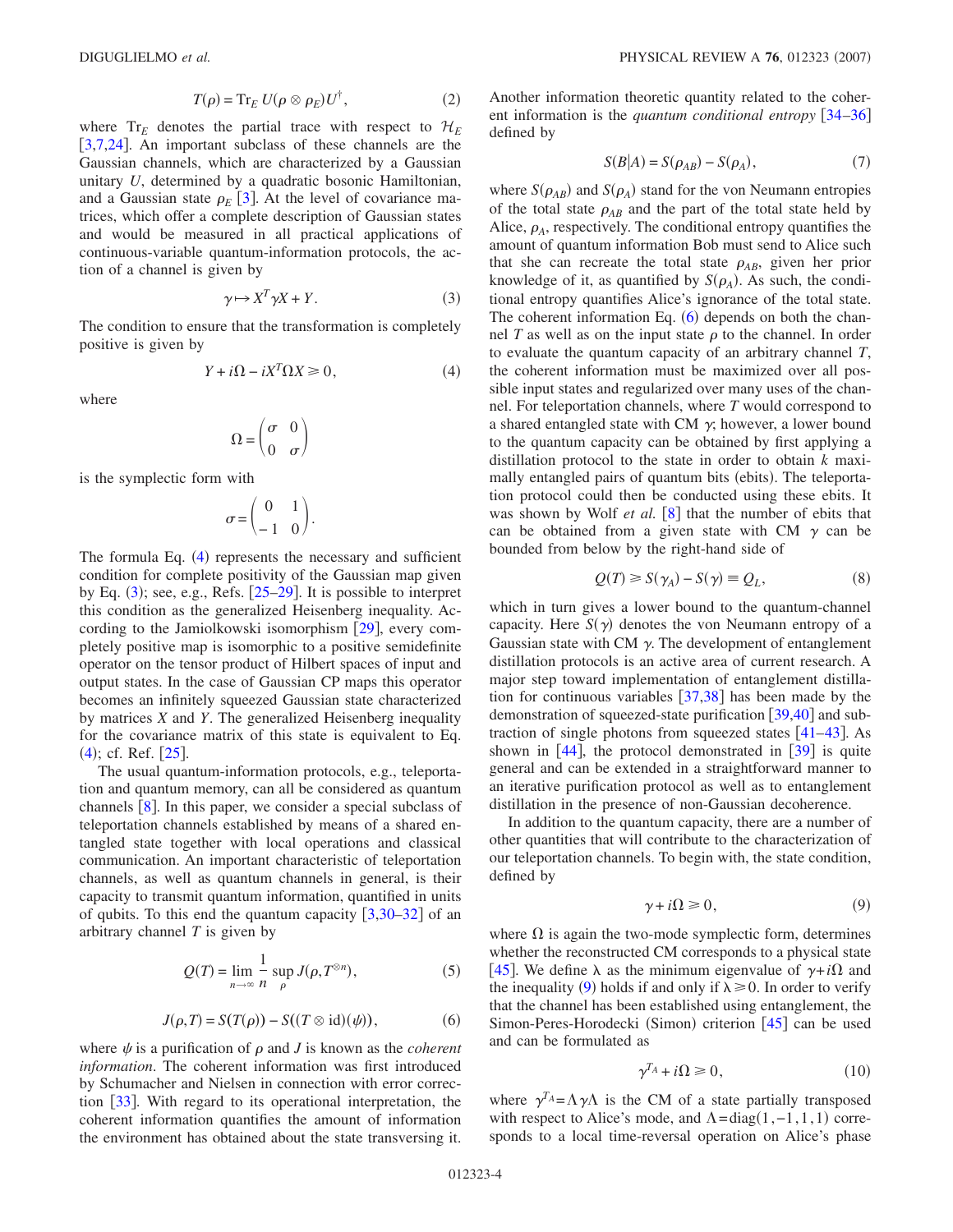$$T(\rho) = \mathrm{Tr}_E\, U(\rho \otimes \rho_E)U^{\dagger}, \tag{2}$$

where $\mathrm{Tr}_E$ denotes the partial trace with respect to $\mathcal{H}_E$ [3,7,24]. An important subclass of these channels are the Gaussian channels, which are characterized by a Gaussian unitary $U$, determined by a quadratic bosonic Hamiltonian, and a Gaussian state $\rho_E$ [3]. At the level of covariance matrices, which offer a complete description of Gaussian states and would be measured in all practical applications of continuous-variable quantum-information protocols, the action of a channel is given by

$$\gamma \mapsto X^T \gamma X + Y. \tag{3}$$

The condition to ensure that the transformation is completely positive is given by

$$Y + i\Omega - iX^T \Omega X \geq 0, \tag{4}$$

where

$$\Omega = \begin{pmatrix} \sigma & 0 \\ 0 & \sigma \end{pmatrix}$$

is the symplectic form with

$$\sigma = \begin{pmatrix} 0 & 1 \\ -1 & 0 \end{pmatrix}.$$

The formula Eq. (4) represents the necessary and sufficient condition for complete positivity of the Gaussian map given by Eq. (3); see, e.g., Refs. [25–29]. It is possible to interpret this condition as the generalized Heisenberg inequality. According to the Jamiolkowski isomorphism [29], every completely positive map is isomorphic to a positive semidefinite operator on the tensor product of Hilbert spaces of input and output states. In the case of Gaussian CP maps this operator becomes an infinitely squeezed Gaussian state characterized by matrices $X$ and $Y$. The generalized Heisenberg inequality for the covariance matrix of this state is equivalent to Eq. (4); cf. Ref. [25].

The usual quantum-information protocols, e.g., teleportation and quantum memory, can all be considered as quantum channels [8]. In this paper, we consider a special subclass of teleportation channels established by means of a shared entangled state together with local operations and classical communication. An important characteristic of teleportation channels, as well as quantum channels in general, is their capacity to transmit quantum information, quantified in units of qubits. To this end the quantum capacity [3,30–32] of an arbitrary channel $T$ is given by

$$Q(T) = \lim_{n\to\infty} \frac{1}{n} \sup_{\rho} J(\rho, T^{\otimes n}), \tag{5}$$

$$J(\rho, T) = S(T(\rho)) - S((T \otimes \mathrm{id})(\psi)), \tag{6}$$

where $\psi$ is a purification of $\rho$ and $J$ is known as the *coherent information*. The coherent information was first introduced by Schumacher and Nielsen in connection with error correction [33]. With regard to its operational interpretation, the coherent information quantifies the amount of information the environment has obtained about the state transversing it. Another information theoretic quantity related to the coherent information is the *quantum conditional entropy* [34–36] defined by

$$S(B|A) = S(\rho_{AB}) - S(\rho_A), \tag{7}$$

where $S(\rho_{AB})$ and $S(\rho_A)$ stand for the von Neumann entropies of the total state $\rho_{AB}$ and the part of the total state held by Alice, $\rho_A$, respectively. The conditional entropy quantifies the amount of quantum information Bob must send to Alice such that she can recreate the total state $\rho_{AB}$, given her prior knowledge of it, as quantified by $S(\rho_A)$. As such, the conditional entropy quantifies Alice's ignorance of the total state. The coherent information Eq. (6) depends on both the channel $T$ as well as on the input state $\rho$ to the channel. In order to evaluate the quantum capacity of an arbitrary channel $T$, the coherent information must be maximized over all possible input states and regularized over many uses of the channel. For teleportation channels, where $T$ would correspond to a shared entangled state with CM $\gamma$; however, a lower bound to the quantum capacity can be obtained by first applying a distillation protocol to the state in order to obtain $k$ maximally entangled pairs of quantum bits (ebits). The teleportation protocol could then be conducted using these ebits. It was shown by Wolf *et al.* [8] that the number of ebits that can be obtained from a given state with CM $\gamma$ can be bounded from below by the right-hand side of

$$Q(T) \geq S(\gamma_A) - S(\gamma) \equiv Q_L, \tag{8}$$

which in turn gives a lower bound to the quantum-channel capacity. Here $S(\gamma)$ denotes the von Neumann entropy of a Gaussian state with CM $\gamma$. The development of entanglement distillation protocols is an active area of current research. A major step toward implementation of entanglement distillation for continuous variables [37,38] has been made by the demonstration of squeezed-state purification [39,40] and subtraction of single photons from squeezed states [41–43]. As shown in [44], the protocol demonstrated in [39] is quite general and can be extended in a straightforward manner to an iterative purification protocol as well as to entanglement distillation in the presence of non-Gaussian decoherence.

In addition to the quantum capacity, there are a number of other quantities that will contribute to the characterization of our teleportation channels. To begin with, the state condition, defined by

$$\gamma + i\Omega \geq 0, \tag{9}$$

where $\Omega$ is again the two-mode symplectic form, determines whether the reconstructed CM corresponds to a physical state [45]. We define $\lambda$ as the minimum eigenvalue of $\gamma + i\Omega$ and the inequality (9) holds if and only if $\lambda \geq 0$. In order to verify that the channel has been established using entanglement, the Simon-Peres-Horodecki (Simon) criterion [45] can be used and can be formulated as

$$\gamma^{T_A} + i\Omega \geq 0, \tag{10}$$

where $\gamma^{T_A} = \Lambda\gamma\Lambda$ is the CM of a state partially transposed with respect to Alice's mode, and $\Lambda = \mathrm{diag}(1,-1,1,1)$ corresponds to a local time-reversal operation on Alice's phase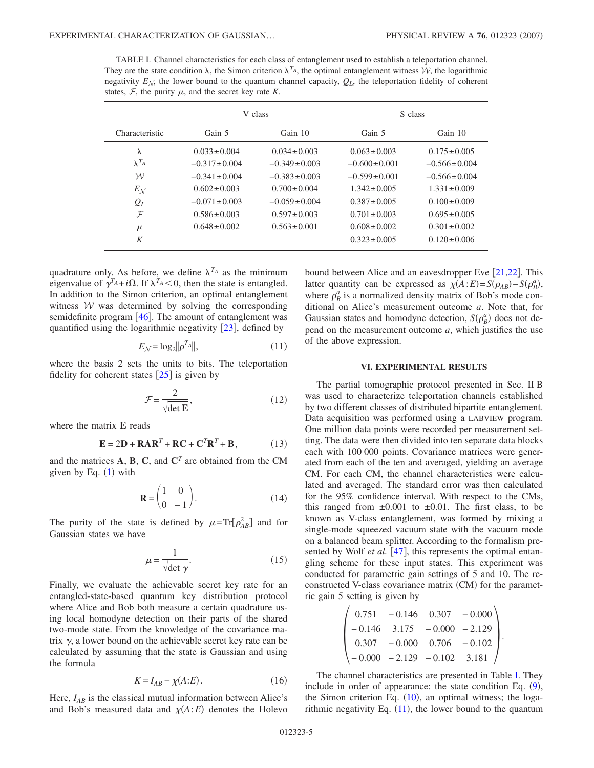TABLE I. Channel characteristics for each class of entanglement used to establish a teleportation channel. They are the state condition $\lambda$, the Simon criterion $\lambda^{T_A}$, the optimal entanglement witness $\mathcal{W}$, the logarithmic negativity $E_{\mathcal{N}}$, the lower bound to the quantum channel capacity, $Q_L$, the teleportation fidelity of coherent states, $\mathcal{F}$, the purity $\mu$, and the secret key rate $K$.

| | V class | | S class | |
|---|---|---|---|---|
| Characteristic | Gain 5 | Gain 10 | Gain 5 | Gain 10 |
| $\lambda$ | $0.033 \pm 0.004$ | $0.034 \pm 0.003$ | $0.063 \pm 0.003$ | $0.175 \pm 0.005$ |
| $\lambda^{T_A}$ | $-0.317 \pm 0.004$ | $-0.349 \pm 0.003$ | $-0.600 \pm 0.001$ | $-0.566 \pm 0.004$ |
| $\mathcal{W}$ | $-0.341 \pm 0.004$ | $-0.383 \pm 0.003$ | $-0.599 \pm 0.001$ | $-0.566 \pm 0.004$ |
| $E_{\mathcal{N}}$ | $0.602 \pm 0.003$ | $0.700 \pm 0.004$ | $1.342 \pm 0.005$ | $1.331 \pm 0.009$ |
| $Q_L$ | $-0.071 \pm 0.003$ | $-0.059 \pm 0.004$ | $0.387 \pm 0.005$ | $0.100 \pm 0.009$ |
| $\mathcal{F}$ | $0.586 \pm 0.003$ | $0.597 \pm 0.003$ | $0.701 \pm 0.003$ | $0.695 \pm 0.005$ |
| $\mu$ | $0.648 \pm 0.002$ | $0.563 \pm 0.001$ | $0.608 \pm 0.002$ | $0.301 \pm 0.002$ |
| $K$ | | | $0.323 \pm 0.005$ | $0.120 \pm 0.006$ |

quadrature only. As before, we define $\lambda^{T_A}$ as the minimum eigenvalue of $\gamma^{T_A} + i\Omega$. If $\lambda^{T_A} < 0$, then the state is entangled. In addition to the Simon criterion, an optimal entanglement witness $\mathcal{W}$ was determined by solving the corresponding semidefinite program [46]. The amount of entanglement was quantified using the logarithmic negativity [23], defined by

$$E_{\mathcal{N}} = \log_2 \| \rho^{T_A} \|, \tag{11}$$

where the basis 2 sets the units to bits. The teleportation fidelity for coherent states [25] is given by

$$\mathcal{F} = \frac{2}{\sqrt{\det \mathbf{E}}}, \tag{12}$$

where the matrix $\mathbf{E}$ reads

$$\mathbf{E} = 2\mathbf{D} + \mathbf{R}\mathbf{A}\mathbf{R}^T + \mathbf{R}\mathbf{C} + \mathbf{C}^T\mathbf{R}^T + \mathbf{B}, \tag{13}$$

and the matrices $\mathbf{A}$, $\mathbf{B}$, $\mathbf{C}$, and $\mathbf{C}^T$ are obtained from the CM given by Eq. (1) with

$$\mathbf{R} = \begin{pmatrix} 1 & 0 \\ 0 & -1 \end{pmatrix}. \tag{14}$$

The purity of the state is defined by $\mu = \mathrm{Tr}[\rho_{AB}^2]$ and for Gaussian states we have

$$\mu = \frac{1}{\sqrt{\det \gamma}}. \tag{15}$$

Finally, we evaluate the achievable secret key rate for an entangled-state-based quantum key distribution protocol where Alice and Bob both measure a certain quadrature using local homodyne detection on their parts of the shared two-mode state. From the knowledge of the covariance matrix $\gamma$, a lower bound on the achievable secret key rate can be calculated by assuming that the state is Gaussian and using the formula

$$K = I_{AB} - \chi(A:E). \tag{16}$$

Here, $I_{AB}$ is the classical mutual information between Alice's and Bob's measured data and $\chi(A:E)$ denotes the Holevo bound between Alice and an eavesdropper Eve [21,22]. This latter quantity can be expressed as $\chi(A:E) = S(\rho_{AB}) - S(\rho_B^a)$, where $\rho_B^a$ is a normalized density matrix of Bob's mode conditional on Alice's measurement outcome $a$. Note that, for Gaussian states and homodyne detection, $S(\rho_B^a)$ does not depend on the measurement outcome $a$, which justifies the use of the above expression.

## VI. EXPERIMENTAL RESULTS

The partial tomographic protocol presented in Sec. II B was used to characterize teleportation channels established by two different classes of distributed bipartite entanglement. Data acquisition was performed using a LABVIEW program. One million data points were recorded per measurement setting. The data were then divided into ten separate data blocks each with 100 000 points. Covariance matrices were generated from each of the ten and averaged, yielding an average CM. For each CM, the channel characteristics were calculated and averaged. The standard error was then calculated for the 95% confidence interval. With respect to the CMs, this ranged from $\pm 0.001$ to $\pm 0.01$. The first class, to be known as V-class entanglement, was formed by mixing a single-mode squeezed vacuum state with the vacuum mode on a balanced beam splitter. According to the formalism presented by Wolf *et al.* [47], this represents the optimal entangling scheme for these input states. This experiment was conducted for parametric gain settings of 5 and 10. The reconstructed V-class covariance matrix (CM) for the parametric gain 5 setting is given by

$$\begin{pmatrix} 0.751 & -0.146 & 0.307 & -0.000 \\ -0.146 & 3.175 & -0.000 & -2.129 \\ 0.307 & -0.000 & 0.706 & -0.102 \\ -0.000 & -2.129 & -0.102 & 3.181 \end{pmatrix}.$$

The channel characteristics are presented in Table I. They include in order of appearance: the state condition Eq. (9), the Simon criterion Eq. (10), an optimal witness; the logarithmic negativity Eq. (11), the lower bound to the quantum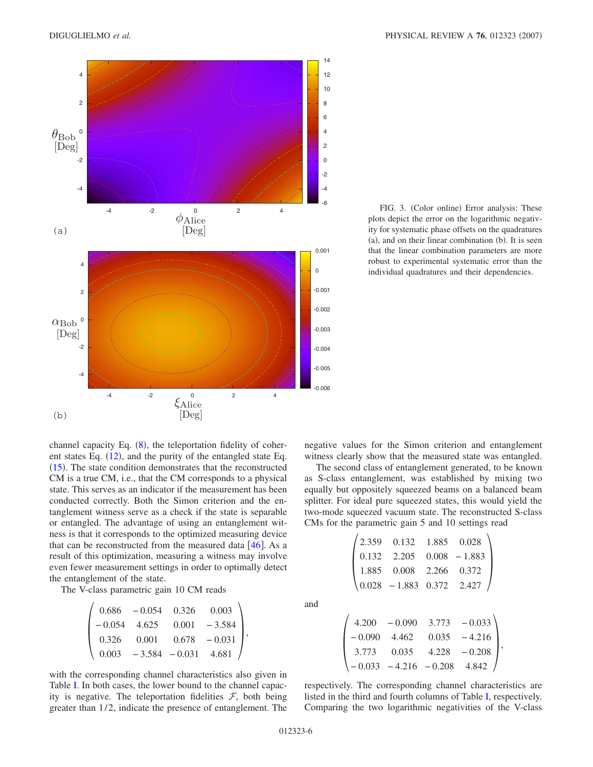FIG. 3. (Color online) Error analysis: These plots depict the error on the logarithmic negativity for systematic phase offsets on the quadratures (a), and on their linear combination (b). It is seen that the linear combination parameters are more robust to experimental systematic error than the individual quadratures and their dependencies.

channel capacity Eq. (8), the teleportation fidelity of coherent states Eq. (12), and the purity of the entangled state Eq. (15). The state condition demonstrates that the reconstructed CM is a true CM, i.e., that the CM corresponds to a physical state. This serves as an indicator if the measurement has been conducted correctly. Both the Simon criterion and the entanglement witness serve as a check if the state is separable or entangled. The advantage of using an entanglement witness is that it corresponds to the optimized measuring device that can be reconstructed from the measured data [46]. As a result of this optimization, measuring a witness may involve even fewer measurement settings in order to optimally detect the entanglement of the state.

The V-class parametric gain 10 CM reads

$$
\begin{pmatrix}
0.686 & -0.054 & 0.326 & 0.003 \\
-0.054 & 4.625 & 0.001 & -3.584 \\
0.326 & 0.001 & 0.678 & -0.031 \\
0.003 & -3.584 & -0.031 & 4.681
\end{pmatrix},
$$

with the corresponding channel characteristics also given in Table I. In both cases, the lower bound to the channel capacity is negative. The teleportation fidelities $\mathcal{F}$, both being greater than $1/2$, indicate the presence of entanglement. The negative values for the Simon criterion and entanglement witness clearly show that the measured state was entangled.

The second class of entanglement generated, to be known as S-class entanglement, was established by mixing two equally but oppositely squeezed beams on a balanced beam splitter. For ideal pure squeezed states, this would yield the two-mode squeezed vacuum state. The reconstructed S-class CMs for the parametric gain 5 and 10 settings read

$$
\begin{pmatrix}
2.359 & 0.132 & 1.885 & 0.028 \\
0.132 & 2.205 & 0.008 & -1.883 \\
1.885 & 0.008 & 2.266 & 0.372 \\
0.028 & -1.883 & 0.372 & 2.427
\end{pmatrix}
$$

and

$$
\begin{pmatrix}
4.200 & -0.090 & 3.773 & -0.033 \\
-0.090 & 4.462 & 0.035 & -4.216 \\
3.773 & 0.035 & 4.228 & -0.208 \\
-0.033 & -4.216 & -0.208 & 4.842
\end{pmatrix},
$$

respectively. The corresponding channel characteristics are listed in the third and fourth columns of Table I, respectively. Comparing the two logarithmic negativities of the V-class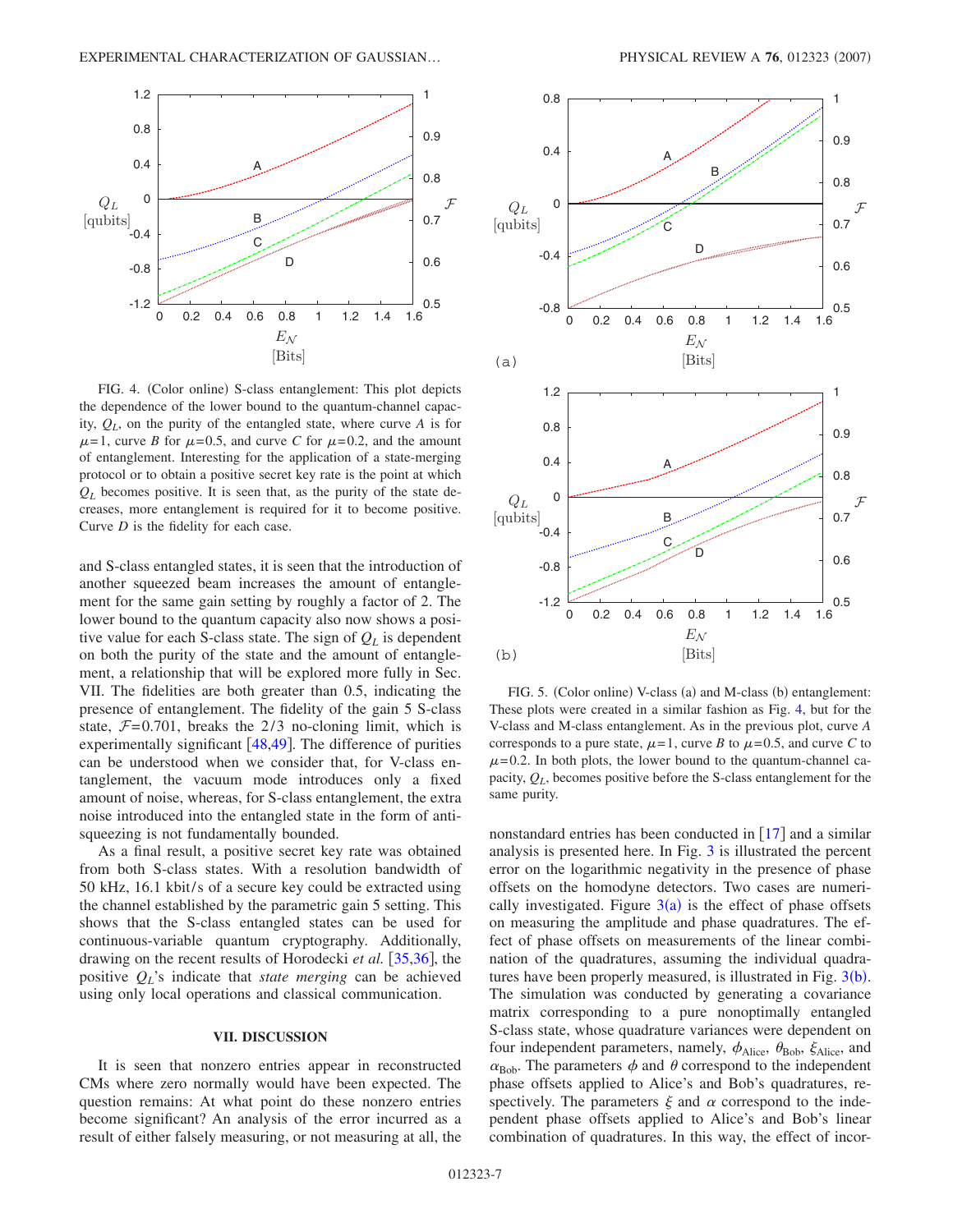FIG. 4. (Color online) S-class entanglement: This plot depicts the dependence of the lower bound to the quantum-channel capacity, $Q_L$, on the purity of the entangled state, where curve $A$ is for $\mu=1$, curve $B$ for $\mu=0.5$, and curve $C$ for $\mu=0.2$, and the amount of entanglement. Interesting for the application of a state-merging protocol or to obtain a positive secret key rate is the point at which $Q_L$ becomes positive. It is seen that, as the purity of the state decreases, more entanglement is required for it to become positive. Curve $D$ is the fidelity for each case.

and S-class entangled states, it is seen that the introduction of another squeezed beam increases the amount of entanglement for the same gain setting by roughly a factor of 2. The lower bound to the quantum capacity also now shows a positive value for each S-class state. The sign of $Q_L$ is dependent on both the purity of the state and the amount of entanglement, a relationship that will be explored more fully in Sec. VII. The fidelities are both greater than 0.5, indicating the presence of entanglement. The fidelity of the gain 5 S-class state, $\mathcal{F}=0.701$, breaks the 2/3 no-cloning limit, which is experimentally significant [48,49]. The difference of purities can be understood when we consider that, for V-class entanglement, the vacuum mode introduces only a fixed amount of noise, whereas, for S-class entanglement, the extra noise introduced into the entangled state in the form of antisqueezing is not fundamentally bounded.

As a final result, a positive secret key rate was obtained from both S-class states. With a resolution bandwidth of 50 kHz, 16.1 kbit/s of a secure key could be extracted using the channel established by the parametric gain 5 setting. This shows that the S-class entangled states can be used for continuous-variable quantum cryptography. Additionally, drawing on the recent results of Horodecki *et al.* [35,36], the positive $Q_L$'s indicate that *state merging* can be achieved using only local operations and classical communication.

## VII. DISCUSSION

It is seen that nonzero entries appear in reconstructed CMs where zero normally would have been expected. The question remains: At what point do these nonzero entries become significant? An analysis of the error incurred as a result of either falsely measuring, or not measuring at all, the nonstandard entries has been conducted in [17] and a similar analysis is presented here. In Fig. 3 is illustrated the percent error on the logarithmic negativity in the presence of phase offsets on the homodyne detectors. Two cases are numerically investigated. Figure 3(a) is the effect of phase offsets on measuring the amplitude and phase quadratures. The effect of phase offsets on measurements of the linear combination of the quadratures, assuming the individual quadratures have been properly measured, is illustrated in Fig. 3(b). The simulation was conducted by generating a covariance matrix corresponding to a pure nonoptimally entangled S-class state, whose quadrature variances were dependent on four independent parameters, namely, $\phi_{\text{Alice}}$, $\theta_{\text{Bob}}$, $\xi_{\text{Alice}}$, and $\alpha_{\text{Bob}}$. The parameters $\phi$ and $\theta$ correspond to the independent phase offsets applied to Alice's and Bob's quadratures, respectively. The parameters $\xi$ and $\alpha$ correspond to the independent phase offsets applied to Alice's and Bob's linear combination of quadratures. In this way, the effect of incor-

FIG. 5. (Color online) V-class (a) and M-class (b) entanglement: These plots were created in a similar fashion as Fig. 4, but for the V-class and M-class entanglement. As in the previous plot, curve $A$ corresponds to a pure state, $\mu=1$, curve $B$ to $\mu=0.5$, and curve $C$ to $\mu=0.2$. In both plots, the lower bound to the quantum-channel capacity, $Q_L$, becomes positive before the S-class entanglement for the same purity.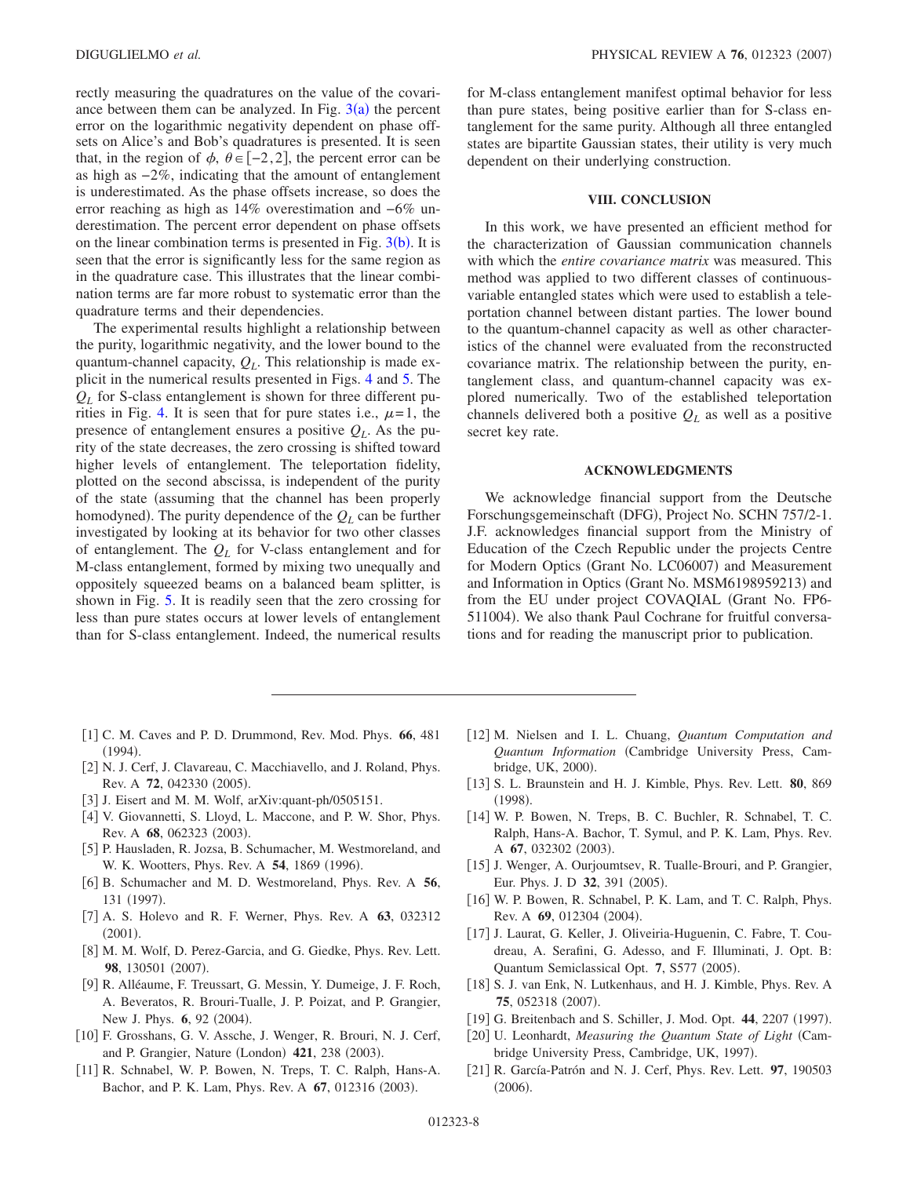rectly measuring the quadratures on the value of the covariance between them can be analyzed. In Fig. 3(a) the percent error on the logarithmic negativity dependent on phase offsets on Alice's and Bob's quadratures is presented. It is seen that, in the region of $\phi$, $\theta \in [-2,2]$, the percent error can be as high as $-2\%$, indicating that the amount of entanglement is underestimated. As the phase offsets increase, so does the error reaching as high as 14% overestimation and $-6\%$ underestimation. The percent error dependent on phase offsets on the linear combination terms is presented in Fig. 3(b). It is seen that the error is significantly less for the same region as in the quadrature case. This illustrates that the linear combination terms are far more robust to systematic error than the quadrature terms and their dependencies.

The experimental results highlight a relationship between the purity, logarithmic negativity, and the lower bound to the quantum-channel capacity, $Q_L$. This relationship is made explicit in the numerical results presented in Figs. 4 and 5. The $Q_L$ for S-class entanglement is shown for three different purities in Fig. 4. It is seen that for pure states i.e., $\mu=1$, the presence of entanglement ensures a positive $Q_L$. As the purity of the state decreases, the zero crossing is shifted toward higher levels of entanglement. The teleportation fidelity, plotted on the second abscissa, is independent of the purity of the state (assuming that the channel has been properly homodyned). The purity dependence of the $Q_L$ can be further investigated by looking at its behavior for two other classes of entanglement. The $Q_L$ for V-class entanglement and for M-class entanglement, formed by mixing two unequally and oppositely squeezed beams on a balanced beam splitter, is shown in Fig. 5. It is readily seen that the zero crossing for less than pure states occurs at lower levels of entanglement than for S-class entanglement. Indeed, the numerical results for M-class entanglement manifest optimal behavior for less than pure states, being positive earlier than for S-class entanglement for the same purity. Although all three entangled states are bipartite Gaussian states, their utility is very much dependent on their underlying construction.

## VIII. CONCLUSION

In this work, we have presented an efficient method for the characterization of Gaussian communication channels with which the *entire covariance matrix* was measured. This method was applied to two different classes of continuous-variable entangled states which were used to establish a teleportation channel between distant parties. The lower bound to the quantum-channel capacity as well as other characteristics of the channel were evaluated from the reconstructed covariance matrix. The relationship between the purity, entanglement class, and quantum-channel capacity was explored numerically. Two of the established teleportation channels delivered both a positive $Q_L$ as well as a positive secret key rate.

## ACKNOWLEDGMENTS

We acknowledge financial support from the Deutsche Forschungsgemeinschaft (DFG), Project No. SCHN 757/2-1. J.F. acknowledges financial support from the Ministry of Education of the Czech Republic under the projects Centre for Modern Optics (Grant No. LC06007) and Measurement and Information in Optics (Grant No. MSM6198959213) and from the EU under project COVAQIAL (Grant No. FP6-511004). We also thank Paul Cochrane for fruitful conversations and for reading the manuscript prior to publication.

---

[1] C. M. Caves and P. D. Drummond, Rev. Mod. Phys. **66**, 481 (1994).

[2] N. J. Cerf, J. Clavareau, C. Macchiavello, and J. Roland, Phys. Rev. A **72**, 042330 (2005).

[3] J. Eisert and M. M. Wolf, arXiv:quant-ph/0505151.

[4] V. Giovannetti, S. Lloyd, L. Maccone, and P. W. Shor, Phys. Rev. A **68**, 062323 (2003).

[5] P. Hausladen, R. Jozsa, B. Schumacher, M. Westmoreland, and W. K. Wootters, Phys. Rev. A **54**, 1869 (1996).

[6] B. Schumacher and M. D. Westmoreland, Phys. Rev. A **56**, 131 (1997).

[7] A. S. Holevo and R. F. Werner, Phys. Rev. A **63**, 032312 (2001).

[8] M. M. Wolf, D. Perez-Garcia, and G. Giedke, Phys. Rev. Lett. **98**, 130501 (2007).

[9] R. Alléaume, F. Treussart, G. Messin, Y. Dumeige, J. F. Roch, A. Beveratos, R. Brouri-Tualle, J. P. Poizat, and P. Grangier, New J. Phys. **6**, 92 (2004).

[10] F. Grosshans, G. V. Assche, J. Wenger, R. Brouri, N. J. Cerf, and P. Grangier, Nature (London) **421**, 238 (2003).

[11] R. Schnabel, W. P. Bowen, N. Treps, T. C. Ralph, Hans-A. Bachor, and P. K. Lam, Phys. Rev. A **67**, 012316 (2003).

[12] M. Nielsen and I. L. Chuang, *Quantum Computation and Quantum Information* (Cambridge University Press, Cambridge, UK, 2000).

[13] S. L. Braunstein and H. J. Kimble, Phys. Rev. Lett. **80**, 869 (1998).

[14] W. P. Bowen, N. Treps, B. C. Buchler, R. Schnabel, T. C. Ralph, Hans-A. Bachor, T. Symul, and P. K. Lam, Phys. Rev. A **67**, 032302 (2003).

[15] J. Wenger, A. Ourjoumtsev, R. Tualle-Brouri, and P. Grangier, Eur. Phys. J. D **32**, 391 (2005).

[16] W. P. Bowen, R. Schnabel, P. K. Lam, and T. C. Ralph, Phys. Rev. A **69**, 012304 (2004).

[17] J. Laurat, G. Keller, J. Oliveiria-Huguenin, C. Fabre, T. Coudreau, A. Serafini, G. Adesso, and F. Illuminati, J. Opt. B: Quantum Semiclassical Opt. **7**, S577 (2005).

[18] S. J. van Enk, N. Lutkenhaus, and H. J. Kimble, Phys. Rev. A **75**, 052318 (2007).

[19] G. Breitenbach and S. Schiller, J. Mod. Opt. **44**, 2207 (1997).

[20] U. Leonhardt, *Measuring the Quantum State of Light* (Cambridge University Press, Cambridge, UK, 1997).

[21] R. García-Patrón and N. J. Cerf, Phys. Rev. Lett. **97**, 190503 (2006).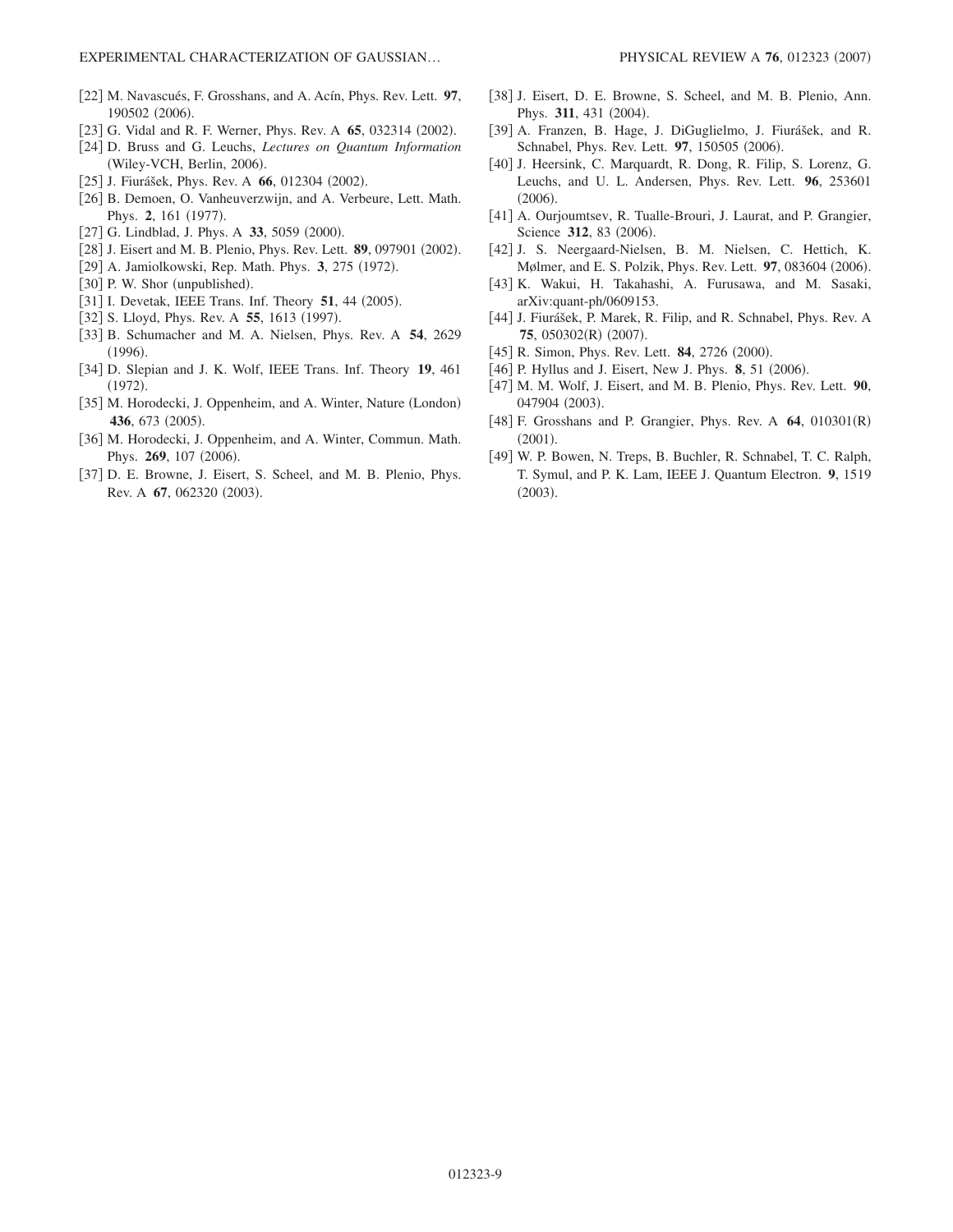[22] M. Navascués, F. Grosshans, and A. Acín, Phys. Rev. Lett. **97**, 190502 (2006).

[23] G. Vidal and R. F. Werner, Phys. Rev. A **65**, 032314 (2002).

[24] D. Bruss and G. Leuchs, *Lectures on Quantum Information* (Wiley-VCH, Berlin, 2006).

[25] J. Fiurášek, Phys. Rev. A **66**, 012304 (2002).

[26] B. Demoen, O. Vanheuverzwijn, and A. Verbeure, Lett. Math. Phys. **2**, 161 (1977).

[27] G. Lindblad, J. Phys. A **33**, 5059 (2000).

[28] J. Eisert and M. B. Plenio, Phys. Rev. Lett. **89**, 097901 (2002).

[29] A. Jamiolkowski, Rep. Math. Phys. **3**, 275 (1972).

[30] P. W. Shor (unpublished).

[31] I. Devetak, IEEE Trans. Inf. Theory **51**, 44 (2005).

[32] S. Lloyd, Phys. Rev. A **55**, 1613 (1997).

[33] B. Schumacher and M. A. Nielsen, Phys. Rev. A **54**, 2629 (1996).

[34] D. Slepian and J. K. Wolf, IEEE Trans. Inf. Theory **19**, 461 (1972).

[35] M. Horodecki, J. Oppenheim, and A. Winter, Nature (London) **436**, 673 (2005).

[36] M. Horodecki, J. Oppenheim, and A. Winter, Commun. Math. Phys. **269**, 107 (2006).

[37] D. E. Browne, J. Eisert, S. Scheel, and M. B. Plenio, Phys. Rev. A **67**, 062320 (2003).

[38] J. Eisert, D. E. Browne, S. Scheel, and M. B. Plenio, Ann. Phys. **311**, 431 (2004).

[39] A. Franzen, B. Hage, J. DiGuglielmo, J. Fiurášek, and R. Schnabel, Phys. Rev. Lett. **97**, 150505 (2006).

[40] J. Heersink, C. Marquardt, R. Dong, R. Filip, S. Lorenz, G. Leuchs, and U. L. Andersen, Phys. Rev. Lett. **96**, 253601 (2006).

[41] A. Ourjoumtsev, R. Tualle-Brouri, J. Laurat, and P. Grangier, Science **312**, 83 (2006).

[42] J. S. Neergaard-Nielsen, B. M. Nielsen, C. Hettich, K. Mølmer, and E. S. Polzik, Phys. Rev. Lett. **97**, 083604 (2006).

[43] K. Wakui, H. Takahashi, A. Furusawa, and M. Sasaki, arXiv:quant-ph/0609153.

[44] J. Fiurášek, P. Marek, R. Filip, and R. Schnabel, Phys. Rev. A **75**, 050302(R) (2007).

[45] R. Simon, Phys. Rev. Lett. **84**, 2726 (2000).

[46] P. Hyllus and J. Eisert, New J. Phys. **8**, 51 (2006).

[47] M. M. Wolf, J. Eisert, and M. B. Plenio, Phys. Rev. Lett. **90**, 047904 (2003).

[48] F. Grosshans and P. Grangier, Phys. Rev. A **64**, 010301(R) (2001).

[49] W. P. Bowen, N. Treps, B. Buchler, R. Schnabel, T. C. Ralph, T. Symul, and P. K. Lam, IEEE J. Quantum Electron. **9**, 1519 (2003).